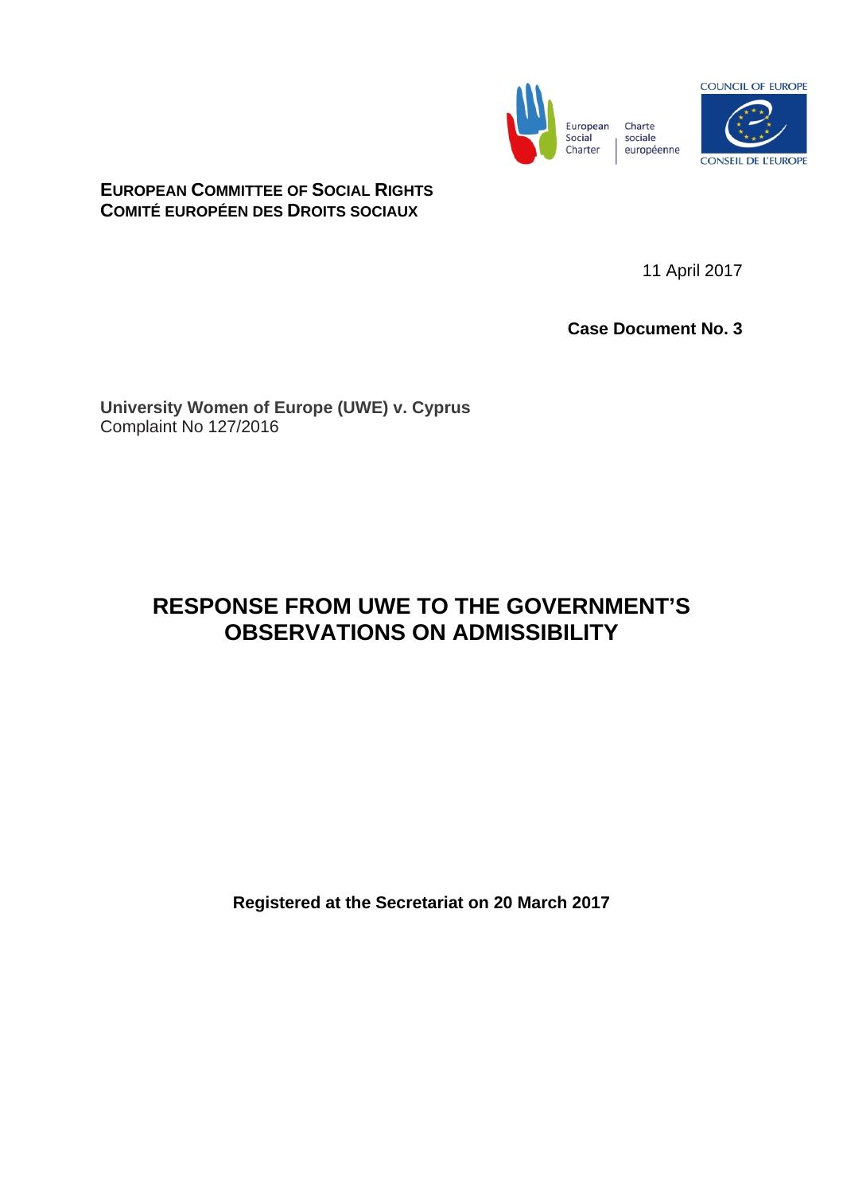European Social Charter | Charte sociale européenne

COUNCIL OF EUROPE
CONSEIL DE L'EUROPE

**EUROPEAN COMMITTEE OF SOCIAL RIGHTS**
**COMITÉ EUROPÉEN DES DROITS SOCIAUX**

11 April 2017

**Case Document No. 3**

**University Women of Europe (UWE) v. Cyprus**
Complaint No 127/2016

# RESPONSE FROM UWE TO THE GOVERNMENT'S OBSERVATIONS ON ADMISSIBILITY

**Registered at the Secretariat on 20 March 2017**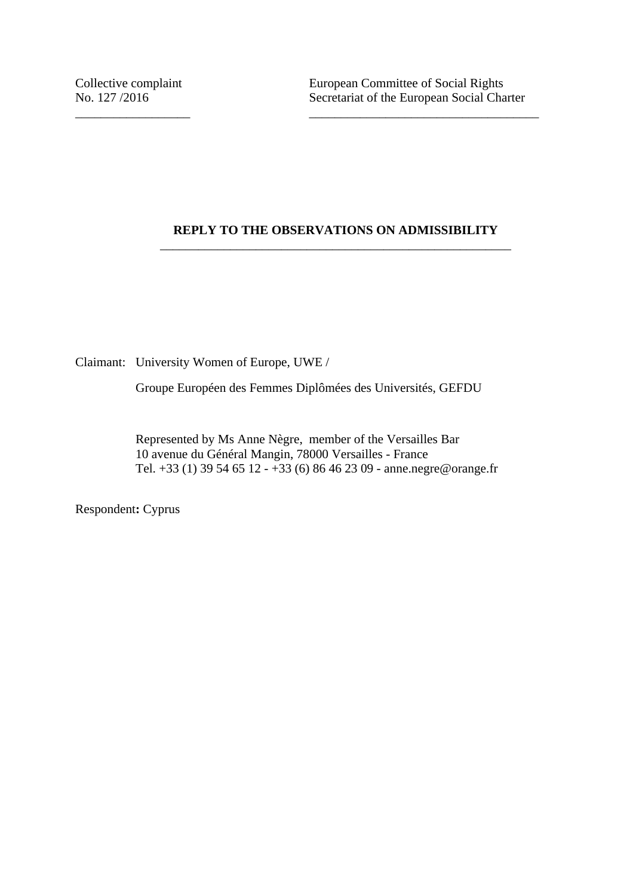Collective complaint
No. 127 /2016

European Committee of Social Rights
Secretariat of the European Social Charter

**REPLY TO THE OBSERVATIONS ON ADMISSIBILITY**

Claimant: University Women of Europe, UWE /

Groupe Européen des Femmes Diplômées des Universités, GEFDU

Represented by Ms Anne Nègre, member of the Versailles Bar
10 avenue du Général Mangin, 78000 Versailles - France
Tel. +33 (1) 39 54 65 12 - +33 (6) 86 46 23 09 - anne.negre@orange.fr

**Respondent:** Cyprus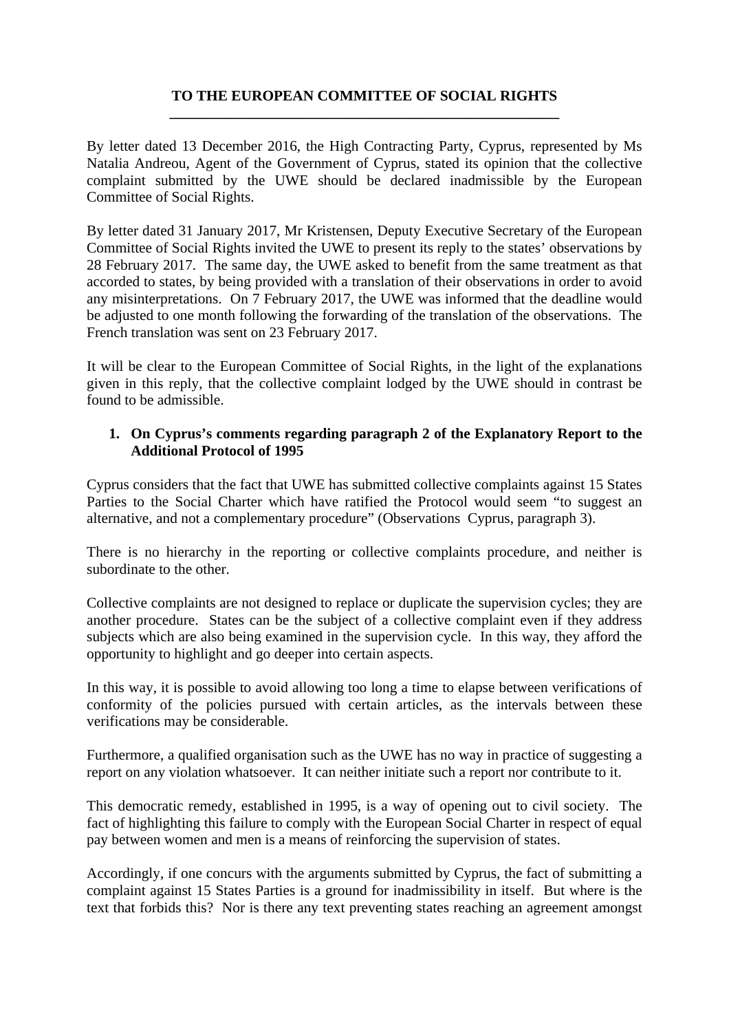**TO THE EUROPEAN COMMITTEE OF SOCIAL RIGHTS**

By letter dated 13 December 2016, the High Contracting Party, Cyprus, represented by Ms Natalia Andreou, Agent of the Government of Cyprus, stated its opinion that the collective complaint submitted by the UWE should be declared inadmissible by the European Committee of Social Rights.

By letter dated 31 January 2017, Mr Kristensen, Deputy Executive Secretary of the European Committee of Social Rights invited the UWE to present its reply to the states' observations by 28 February 2017. The same day, the UWE asked to benefit from the same treatment as that accorded to states, by being provided with a translation of their observations in order to avoid any misinterpretations. On 7 February 2017, the UWE was informed that the deadline would be adjusted to one month following the forwarding of the translation of the observations. The French translation was sent on 23 February 2017.

It will be clear to the European Committee of Social Rights, in the light of the explanations given in this reply, that the collective complaint lodged by the UWE should in contrast be found to be admissible.

## 1. On Cyprus's comments regarding paragraph 2 of the Explanatory Report to the Additional Protocol of 1995

Cyprus considers that the fact that UWE has submitted collective complaints against 15 States Parties to the Social Charter which have ratified the Protocol would seem "to suggest an alternative, and not a complementary procedure" (Observations Cyprus, paragraph 3).

There is no hierarchy in the reporting or collective complaints procedure, and neither is subordinate to the other.

Collective complaints are not designed to replace or duplicate the supervision cycles; they are another procedure. States can be the subject of a collective complaint even if they address subjects which are also being examined in the supervision cycle. In this way, they afford the opportunity to highlight and go deeper into certain aspects.

In this way, it is possible to avoid allowing too long a time to elapse between verifications of conformity of the policies pursued with certain articles, as the intervals between these verifications may be considerable.

Furthermore, a qualified organisation such as the UWE has no way in practice of suggesting a report on any violation whatsoever. It can neither initiate such a report nor contribute to it.

This democratic remedy, established in 1995, is a way of opening out to civil society. The fact of highlighting this failure to comply with the European Social Charter in respect of equal pay between women and men is a means of reinforcing the supervision of states.

Accordingly, if one concurs with the arguments submitted by Cyprus, the fact of submitting a complaint against 15 States Parties is a ground for inadmissibility in itself. But where is the text that forbids this? Nor is there any text preventing states reaching an agreement amongst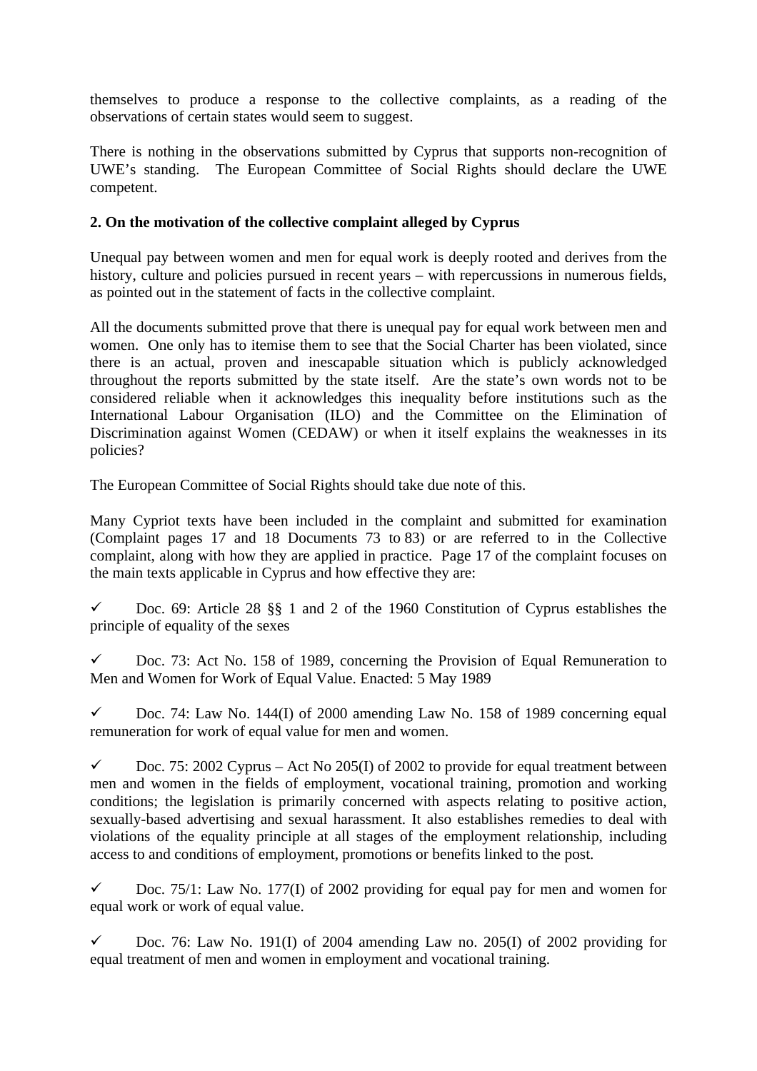themselves to produce a response to the collective complaints, as a reading of the observations of certain states would seem to suggest.

There is nothing in the observations submitted by Cyprus that supports non-recognition of UWE's standing. The European Committee of Social Rights should declare the UWE competent.

**2. On the motivation of the collective complaint alleged by Cyprus**

Unequal pay between women and men for equal work is deeply rooted and derives from the history, culture and policies pursued in recent years – with repercussions in numerous fields, as pointed out in the statement of facts in the collective complaint.

All the documents submitted prove that there is unequal pay for equal work between men and women. One only has to itemise them to see that the Social Charter has been violated, since there is an actual, proven and inescapable situation which is publicly acknowledged throughout the reports submitted by the state itself. Are the state's own words not to be considered reliable when it acknowledges this inequality before institutions such as the International Labour Organisation (ILO) and the Committee on the Elimination of Discrimination against Women (CEDAW) or when it itself explains the weaknesses in its policies?

The European Committee of Social Rights should take due note of this.

Many Cypriot texts have been included in the complaint and submitted for examination (Complaint pages 17 and 18 Documents 73 to 83) or are referred to in the Collective complaint, along with how they are applied in practice. Page 17 of the complaint focuses on the main texts applicable in Cyprus and how effective they are:

- ✓ Doc. 69: Article 28 §§ 1 and 2 of the 1960 Constitution of Cyprus establishes the principle of equality of the sexes

- ✓ Doc. 73: Act No. 158 of 1989, concerning the Provision of Equal Remuneration to Men and Women for Work of Equal Value. Enacted: 5 May 1989

- ✓ Doc. 74: Law No. 144(I) of 2000 amending Law No. 158 of 1989 concerning equal remuneration for work of equal value for men and women.

- ✓ Doc. 75: 2002 Cyprus – Act No 205(I) of 2002 to provide for equal treatment between men and women in the fields of employment, vocational training, promotion and working conditions; the legislation is primarily concerned with aspects relating to positive action, sexually-based advertising and sexual harassment. It also establishes remedies to deal with violations of the equality principle at all stages of the employment relationship, including access to and conditions of employment, promotions or benefits linked to the post.

- ✓ Doc. 75/1: Law No. 177(I) of 2002 providing for equal pay for men and women for equal work or work of equal value.

- ✓ Doc. 76: Law No. 191(I) of 2004 amending Law no. 205(I) of 2002 providing for equal treatment of men and women in employment and vocational training.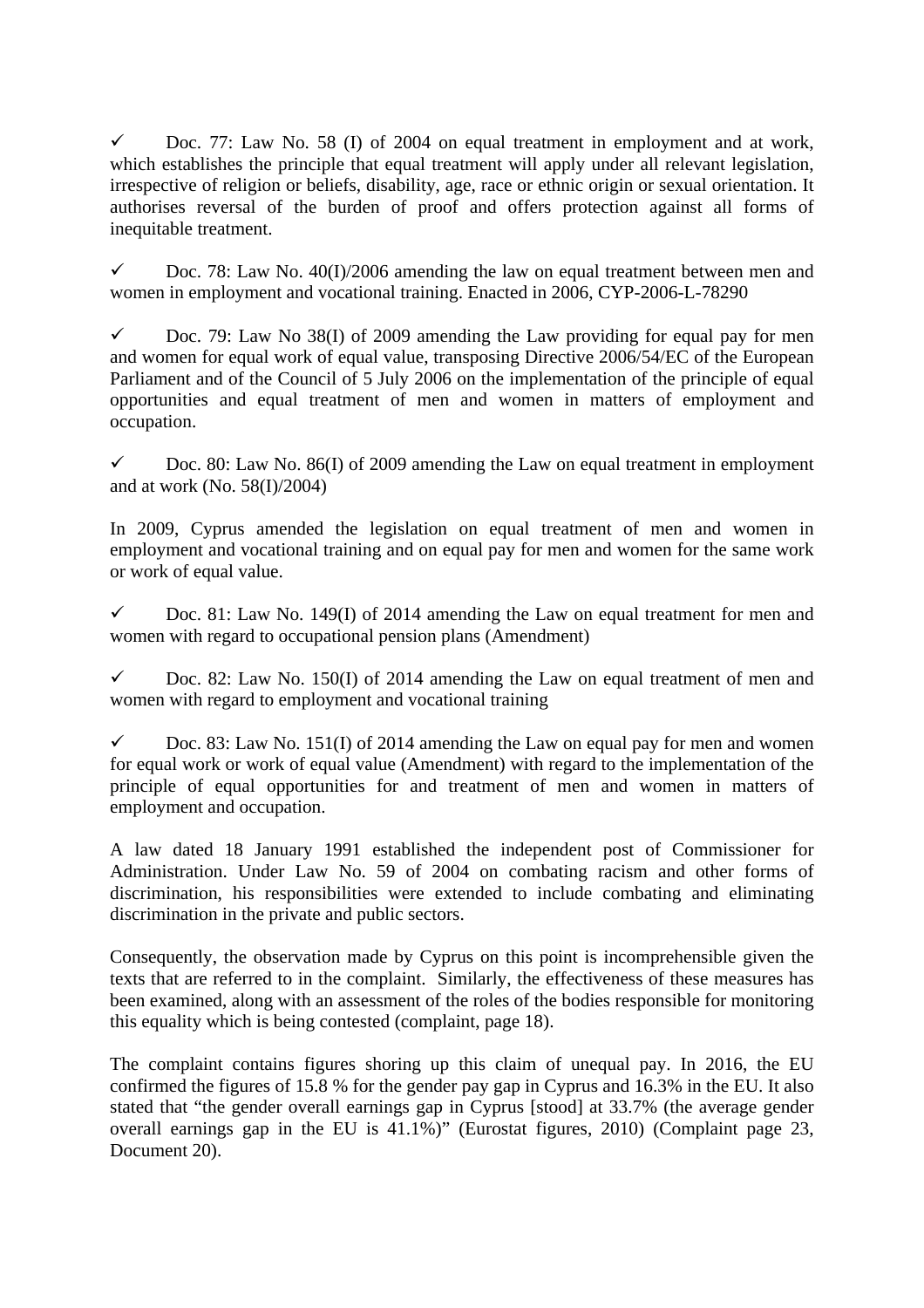✓ Doc. 77: Law No. 58 (I) of 2004 on equal treatment in employment and at work, which establishes the principle that equal treatment will apply under all relevant legislation, irrespective of religion or beliefs, disability, age, race or ethnic origin or sexual orientation. It authorises reversal of the burden of proof and offers protection against all forms of inequitable treatment.

✓ Doc. 78: Law No. 40(I)/2006 amending the law on equal treatment between men and women in employment and vocational training. Enacted in 2006, CYP-2006-L-78290

✓ Doc. 79: Law No 38(I) of 2009 amending the Law providing for equal pay for men and women for equal work of equal value, transposing Directive 2006/54/EC of the European Parliament and of the Council of 5 July 2006 on the implementation of the principle of equal opportunities and equal treatment of men and women in matters of employment and occupation.

✓ Doc. 80: Law No. 86(I) of 2009 amending the Law on equal treatment in employment and at work (No. 58(I)/2004)

In 2009, Cyprus amended the legislation on equal treatment of men and women in employment and vocational training and on equal pay for men and women for the same work or work of equal value.

✓ Doc. 81: Law No. 149(I) of 2014 amending the Law on equal treatment for men and women with regard to occupational pension plans (Amendment)

✓ Doc. 82: Law No. 150(I) of 2014 amending the Law on equal treatment of men and women with regard to employment and vocational training

✓ Doc. 83: Law No. 151(I) of 2014 amending the Law on equal pay for men and women for equal work or work of equal value (Amendment) with regard to the implementation of the principle of equal opportunities for and treatment of men and women in matters of employment and occupation.

A law dated 18 January 1991 established the independent post of Commissioner for Administration. Under Law No. 59 of 2004 on combating racism and other forms of discrimination, his responsibilities were extended to include combating and eliminating discrimination in the private and public sectors.

Consequently, the observation made by Cyprus on this point is incomprehensible given the texts that are referred to in the complaint. Similarly, the effectiveness of these measures has been examined, along with an assessment of the roles of the bodies responsible for monitoring this equality which is being contested (complaint, page 18).

The complaint contains figures shoring up this claim of unequal pay. In 2016, the EU confirmed the figures of 15.8 % for the gender pay gap in Cyprus and 16.3% in the EU. It also stated that "the gender overall earnings gap in Cyprus [stood] at 33.7% (the average gender overall earnings gap in the EU is 41.1%)" (Eurostat figures, 2010) (Complaint page 23, Document 20).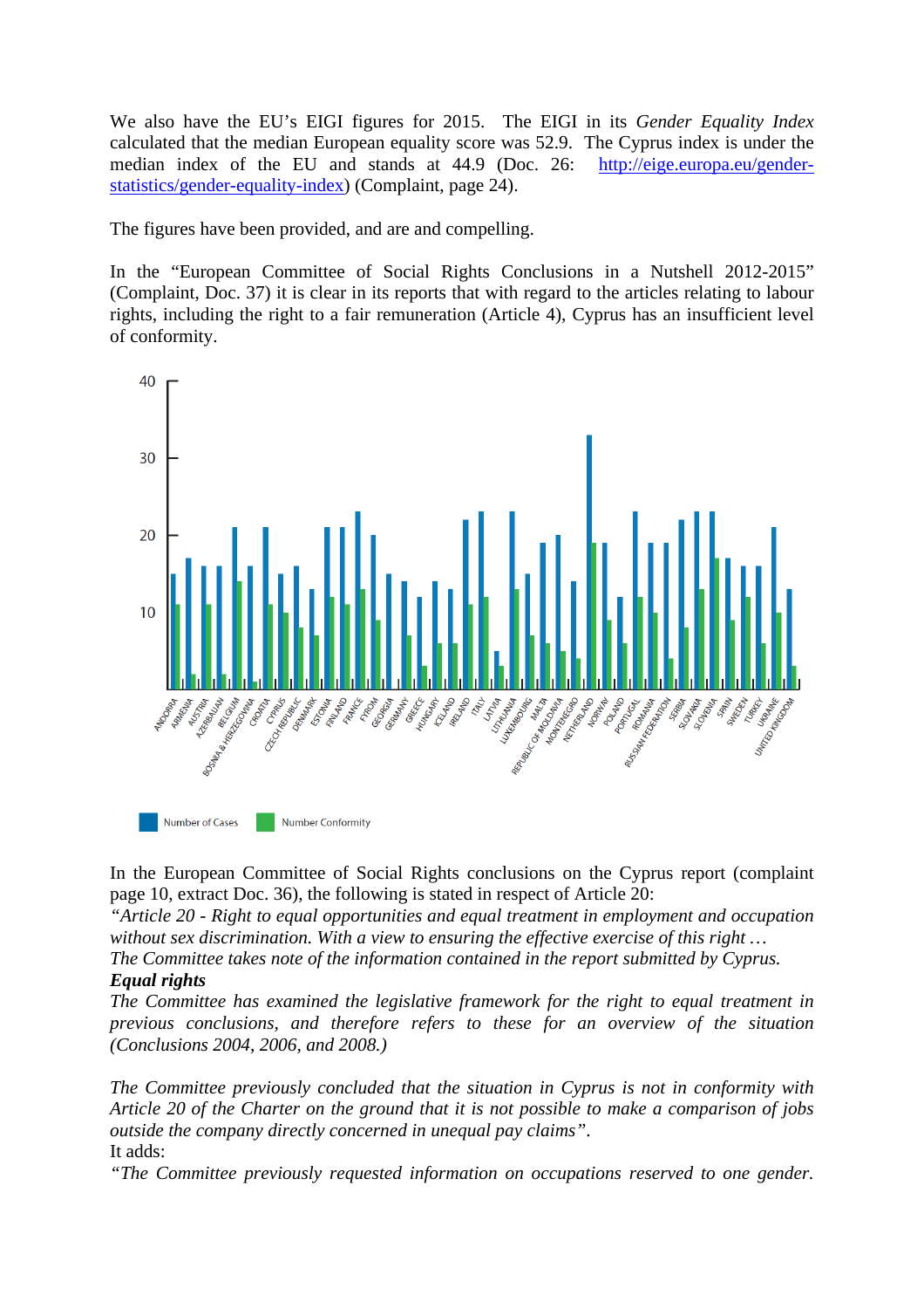We also have the EU's EIGI figures for 2015. The EIGI in its *Gender Equality Index* calculated that the median European equality score was 52.9. The Cyprus index is under the median index of the EU and stands at 44.9 (Doc. 26: http://eige.europa.eu/gender-statistics/gender-equality-index) (Complaint, page 24).

The figures have been provided, and are and compelling.

In the "European Committee of Social Rights Conclusions in a Nutshell 2012-2015" (Complaint, Doc. 37) it is clear in its reports that with regard to the articles relating to labour rights, including the right to a fair remuneration (Article 4), Cyprus has an insufficient level of conformity.

In the European Committee of Social Rights conclusions on the Cyprus report (complaint page 10, extract Doc. 36), the following is stated in respect of Article 20:

*"Article 20 - Right to equal opportunities and equal treatment in employment and occupation without sex discrimination. With a view to ensuring the effective exercise of this right …*
*The Committee takes note of the information contained in the report submitted by Cyprus.*
***Equal rights***
*The Committee has examined the legislative framework for the right to equal treatment in previous conclusions, and therefore refers to these for an overview of the situation (Conclusions 2004, 2006, and 2008.)*

*The Committee previously concluded that the situation in Cyprus is not in conformity with Article 20 of the Charter on the ground that it is not possible to make a comparison of jobs outside the company directly concerned in unequal pay claims".*
It adds:
*"The Committee previously requested information on occupations reserved to one gender.*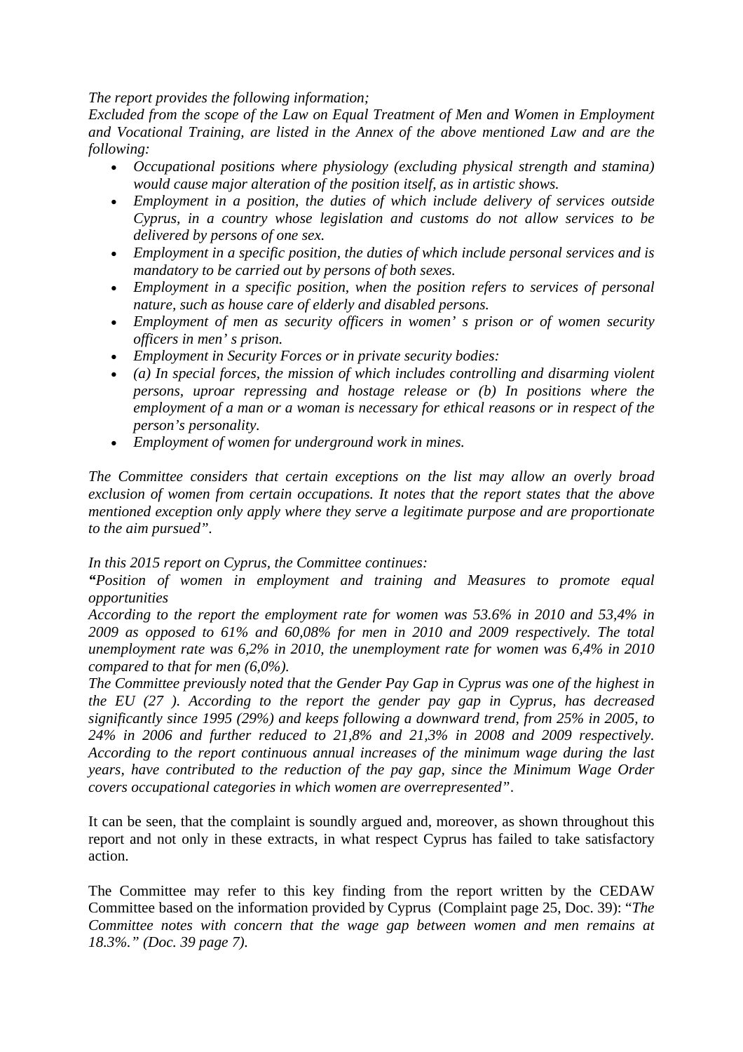*The report provides the following information;*
*Excluded from the scope of the Law on Equal Treatment of Men and Women in Employment and Vocational Training, are listed in the Annex of the above mentioned Law and are the following:*

- *Occupational positions where physiology (excluding physical strength and stamina) would cause major alteration of the position itself, as in artistic shows.*
- *Employment in a position, the duties of which include delivery of services outside Cyprus, in a country whose legislation and customs do not allow services to be delivered by persons of one sex.*
- *Employment in a specific position, the duties of which include personal services and is mandatory to be carried out by persons of both sexes.*
- *Employment in a specific position, when the position refers to services of personal nature, such as house care of elderly and disabled persons.*
- *Employment of men as security officers in women' s prison or of women security officers in men' s prison.*
- *Employment in Security Forces or in private security bodies:*
- *(a) In special forces, the mission of which includes controlling and disarming violent persons, uproar repressing and hostage release or (b) In positions where the employment of a man or a woman is necessary for ethical reasons or in respect of the person's personality.*
- *Employment of women for underground work in mines.*

*The Committee considers that certain exceptions on the list may allow an overly broad exclusion of women from certain occupations. It notes that the report states that the above mentioned exception only apply where they serve a legitimate purpose and are proportionate to the aim pursued".*

*In this 2015 report on Cyprus, the Committee continues:*
*"Position of women in employment and training and Measures to promote equal opportunities*
*According to the report the employment rate for women was 53.6% in 2010 and 53,4% in 2009 as opposed to 61% and 60,08% for men in 2010 and 2009 respectively. The total unemployment rate was 6,2% in 2010, the unemployment rate for women was 6,4% in 2010 compared to that for men (6,0%).*
*The Committee previously noted that the Gender Pay Gap in Cyprus was one of the highest in the EU (27 ). According to the report the gender pay gap in Cyprus, has decreased significantly since 1995 (29%) and keeps following a downward trend, from 25% in 2005, to 24% in 2006 and further reduced to 21,8% and 21,3% in 2008 and 2009 respectively. According to the report continuous annual increases of the minimum wage during the last years, have contributed to the reduction of the pay gap, since the Minimum Wage Order covers occupational categories in which women are overrepresented".*

It can be seen, that the complaint is soundly argued and, moreover, as shown throughout this report and not only in these extracts, in what respect Cyprus has failed to take satisfactory action.

The Committee may refer to this key finding from the report written by the CEDAW Committee based on the information provided by Cyprus (Complaint page 25, Doc. 39): "*The Committee notes with concern that the wage gap between women and men remains at 18.3%." (Doc. 39 page 7).*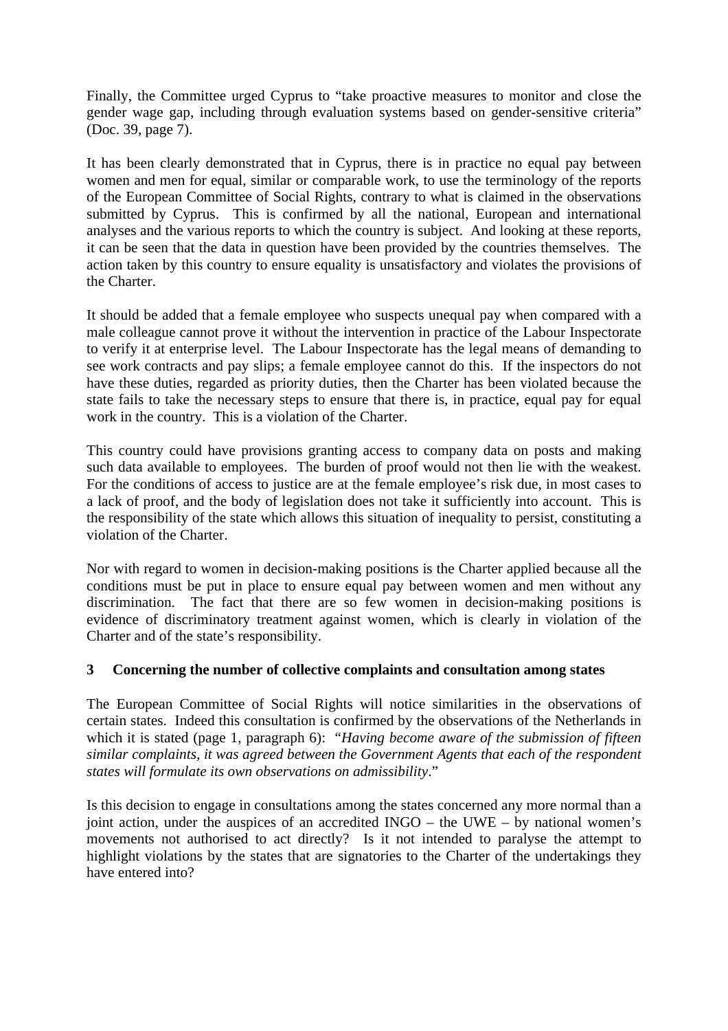Finally, the Committee urged Cyprus to "take proactive measures to monitor and close the gender wage gap, including through evaluation systems based on gender-sensitive criteria" (Doc. 39, page 7).

It has been clearly demonstrated that in Cyprus, there is in practice no equal pay between women and men for equal, similar or comparable work, to use the terminology of the reports of the European Committee of Social Rights, contrary to what is claimed in the observations submitted by Cyprus. This is confirmed by all the national, European and international analyses and the various reports to which the country is subject. And looking at these reports, it can be seen that the data in question have been provided by the countries themselves. The action taken by this country to ensure equality is unsatisfactory and violates the provisions of the Charter.

It should be added that a female employee who suspects unequal pay when compared with a male colleague cannot prove it without the intervention in practice of the Labour Inspectorate to verify it at enterprise level. The Labour Inspectorate has the legal means of demanding to see work contracts and pay slips; a female employee cannot do this. If the inspectors do not have these duties, regarded as priority duties, then the Charter has been violated because the state fails to take the necessary steps to ensure that there is, in practice, equal pay for equal work in the country. This is a violation of the Charter.

This country could have provisions granting access to company data on posts and making such data available to employees. The burden of proof would not then lie with the weakest. For the conditions of access to justice are at the female employee's risk due, in most cases to a lack of proof, and the body of legislation does not take it sufficiently into account. This is the responsibility of the state which allows this situation of inequality to persist, constituting a violation of the Charter.

Nor with regard to women in decision-making positions is the Charter applied because all the conditions must be put in place to ensure equal pay between women and men without any discrimination. The fact that there are so few women in decision-making positions is evidence of discriminatory treatment against women, which is clearly in violation of the Charter and of the state's responsibility.

### 3 Concerning the number of collective complaints and consultation among states

The European Committee of Social Rights will notice similarities in the observations of certain states. Indeed this consultation is confirmed by the observations of the Netherlands in which it is stated (page 1, paragraph 6): "*Having become aware of the submission of fifteen similar complaints, it was agreed between the Government Agents that each of the respondent states will formulate its own observations on admissibility*."

Is this decision to engage in consultations among the states concerned any more normal than a joint action, under the auspices of an accredited INGO – the UWE – by national women's movements not authorised to act directly? Is it not intended to paralyse the attempt to highlight violations by the states that are signatories to the Charter of the undertakings they have entered into?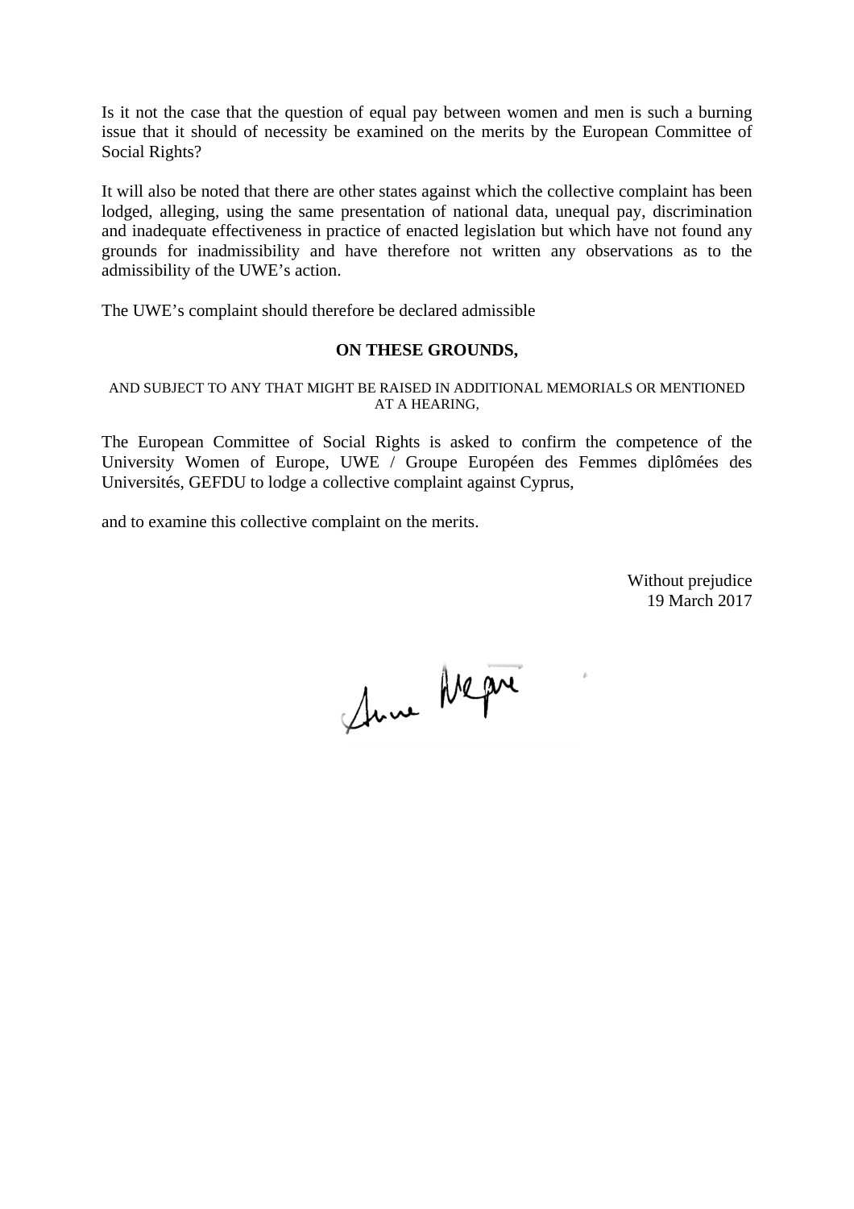Is it not the case that the question of equal pay between women and men is such a burning issue that it should of necessity be examined on the merits by the European Committee of Social Rights?

It will also be noted that there are other states against which the collective complaint has been lodged, alleging, using the same presentation of national data, unequal pay, discrimination and inadequate effectiveness in practice of enacted legislation but which have not found any grounds for inadmissibility and have therefore not written any observations as to the admissibility of the UWE's action.

The UWE's complaint should therefore be declared admissible

**ON THESE GROUNDS,**

AND SUBJECT TO ANY THAT MIGHT BE RAISED IN ADDITIONAL MEMORIALS OR MENTIONED AT A HEARING,

The European Committee of Social Rights is asked to confirm the competence of the University Women of Europe, UWE / Groupe Européen des Femmes diplômées des Universités, GEFDU to lodge a collective complaint against Cyprus,

and to examine this collective complaint on the merits.

Without prejudice
19 March 2017